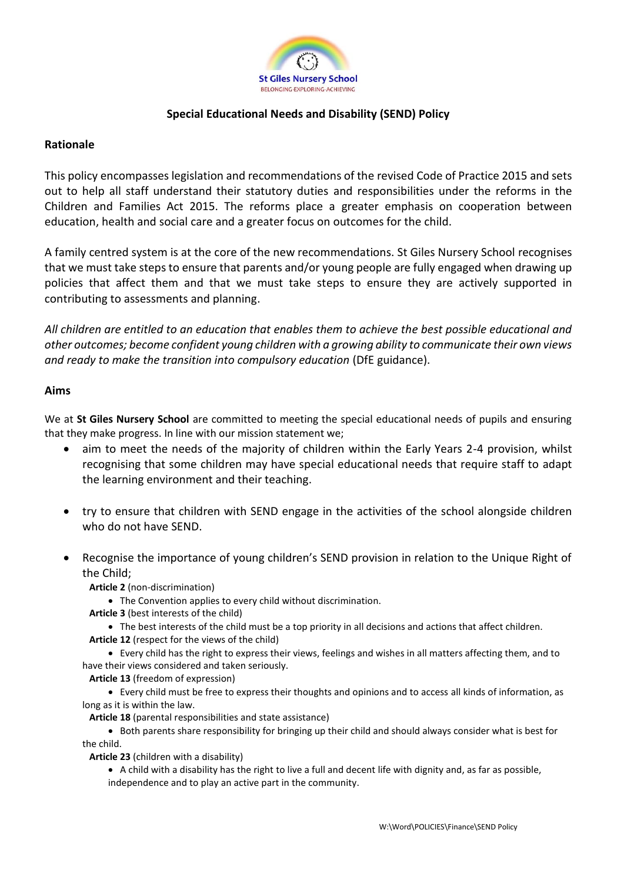St Giles Nursery School
BELONGING·EXPLORING·ACHIEVING

# Special Educational Needs and Disability (SEND) Policy

## Rationale

This policy encompasses legislation and recommendations of the revised Code of Practice 2015 and sets out to help all staff understand their statutory duties and responsibilities under the reforms in the Children and Families Act 2015. The reforms place a greater emphasis on cooperation between education, health and social care and a greater focus on outcomes for the child.

A family centred system is at the core of the new recommendations. St Giles Nursery School recognises that we must take steps to ensure that parents and/or young people are fully engaged when drawing up policies that affect them and that we must take steps to ensure they are actively supported in contributing to assessments and planning.

*All children are entitled to an education that enables them to achieve the best possible educational and other outcomes; become confident young children with a growing ability to communicate their own views and ready to make the transition into compulsory education* (DfE guidance).

## Aims

We at **St Giles Nursery School** are committed to meeting the special educational needs of pupils and ensuring that they make progress. In line with our mission statement we;

- aim to meet the needs of the majority of children within the Early Years 2-4 provision, whilst recognising that some children may have special educational needs that require staff to adapt the learning environment and their teaching.
- try to ensure that children with SEND engage in the activities of the school alongside children who do not have SEND.
- Recognise the importance of young children's SEND provision in relation to the Unique Right of the Child;

  **Article 2** (non-discrimination)
  - The Convention applies to every child without discrimination.

  **Article 3** (best interests of the child)
  - The best interests of the child must be a top priority in all decisions and actions that affect children.

  **Article 12** (respect for the views of the child)
  - Every child has the right to express their views, feelings and wishes in all matters affecting them, and to have their views considered and taken seriously.

  **Article 13** (freedom of expression)
  - Every child must be free to express their thoughts and opinions and to access all kinds of information, as long as it is within the law.

  **Article 18** (parental responsibilities and state assistance)
  - Both parents share responsibility for bringing up their child and should always consider what is best for the child.

  **Article 23** (children with a disability)
  - A child with a disability has the right to live a full and decent life with dignity and, as far as possible, independence and to play an active part in the community.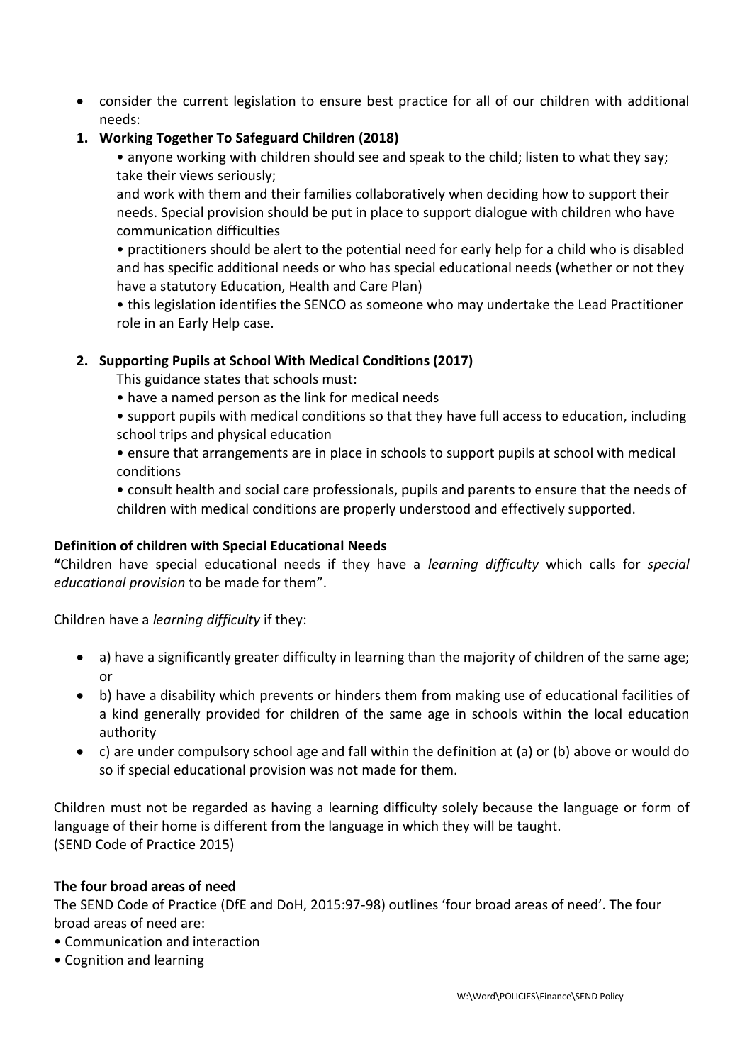- consider the current legislation to ensure best practice for all of our children with additional needs:

1. **Working Together To Safeguard Children (2018)**

   • anyone working with children should see and speak to the child; listen to what they say; take their views seriously;

   and work with them and their families collaboratively when deciding how to support their needs. Special provision should be put in place to support dialogue with children who have communication difficulties

   • practitioners should be alert to the potential need for early help for a child who is disabled and has specific additional needs or who has special educational needs (whether or not they have a statutory Education, Health and Care Plan)

   • this legislation identifies the SENCO as someone who may undertake the Lead Practitioner role in an Early Help case.

2. **Supporting Pupils at School With Medical Conditions (2017)**

   This guidance states that schools must:

   • have a named person as the link for medical needs

   • support pupils with medical conditions so that they have full access to education, including school trips and physical education

   • ensure that arrangements are in place in schools to support pupils at school with medical conditions

   • consult health and social care professionals, pupils and parents to ensure that the needs of children with medical conditions are properly understood and effectively supported.

**Definition of children with Special Educational Needs**

**"**Children have special educational needs if they have a *learning difficulty* which calls for *special educational provision* to be made for them".

Children have a *learning difficulty* if they:

- a) have a significantly greater difficulty in learning than the majority of children of the same age; or
- b) have a disability which prevents or hinders them from making use of educational facilities of a kind generally provided for children of the same age in schools within the local education authority
- c) are under compulsory school age and fall within the definition at (a) or (b) above or would do so if special educational provision was not made for them.

Children must not be regarded as having a learning difficulty solely because the language or form of language of their home is different from the language in which they will be taught.
(SEND Code of Practice 2015)

**The four broad areas of need**

The SEND Code of Practice (DfE and DoH, 2015:97-98) outlines 'four broad areas of need'. The four broad areas of need are:

• Communication and interaction

• Cognition and learning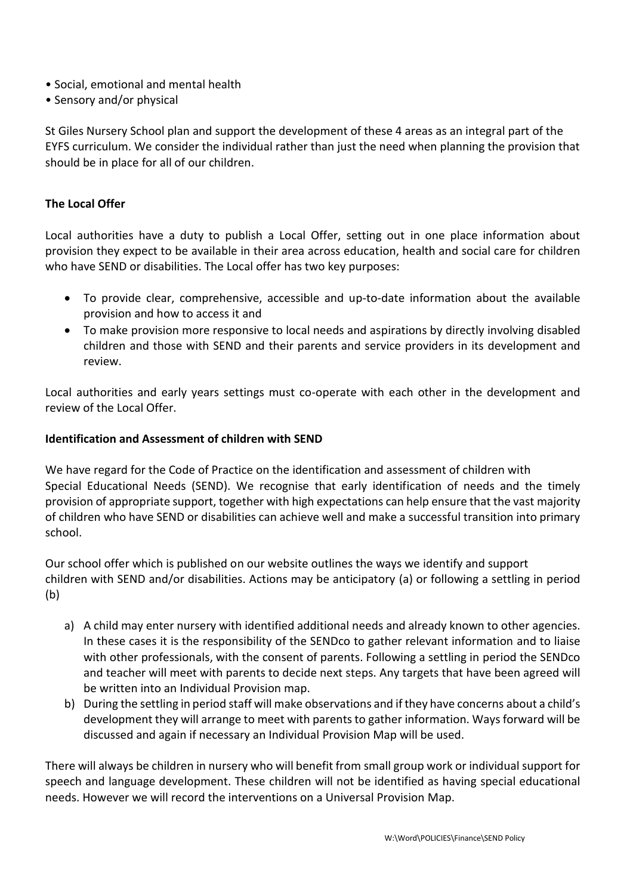- Social, emotional and mental health
- Sensory and/or physical

St Giles Nursery School plan and support the development of these 4 areas as an integral part of the EYFS curriculum. We consider the individual rather than just the need when planning the provision that should be in place for all of our children.

**The Local Offer**

Local authorities have a duty to publish a Local Offer, setting out in one place information about provision they expect to be available in their area across education, health and social care for children who have SEND or disabilities. The Local offer has two key purposes:

- To provide clear, comprehensive, accessible and up-to-date information about the available provision and how to access it and
- To make provision more responsive to local needs and aspirations by directly involving disabled children and those with SEND and their parents and service providers in its development and review.

Local authorities and early years settings must co-operate with each other in the development and review of the Local Offer.

**Identification and Assessment of children with SEND**

We have regard for the Code of Practice on the identification and assessment of children with Special Educational Needs (SEND). We recognise that early identification of needs and the timely provision of appropriate support, together with high expectations can help ensure that the vast majority of children who have SEND or disabilities can achieve well and make a successful transition into primary school.

Our school offer which is published on our website outlines the ways we identify and support children with SEND and/or disabilities. Actions may be anticipatory (a) or following a settling in period (b)

a) A child may enter nursery with identified additional needs and already known to other agencies. In these cases it is the responsibility of the SENDco to gather relevant information and to liaise with other professionals, with the consent of parents. Following a settling in period the SENDco and teacher will meet with parents to decide next steps. Any targets that have been agreed will be written into an Individual Provision map.
b) During the settling in period staff will make observations and if they have concerns about a child's development they will arrange to meet with parents to gather information. Ways forward will be discussed and again if necessary an Individual Provision Map will be used.

There will always be children in nursery who will benefit from small group work or individual support for speech and language development. These children will not be identified as having special educational needs. However we will record the interventions on a Universal Provision Map.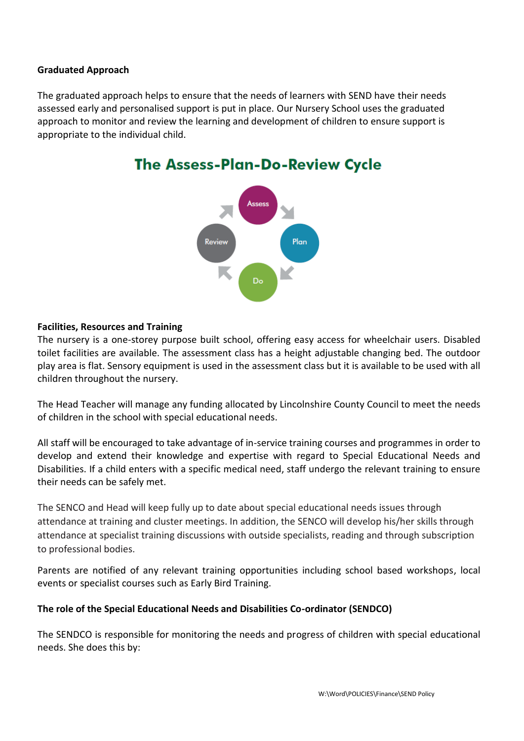**Graduated Approach**

The graduated approach helps to ensure that the needs of learners with SEND have their needs assessed early and personalised support is put in place. Our Nursery School uses the graduated approach to monitor and review the learning and development of children to ensure support is appropriate to the individual child.

**The Assess-Plan-Do-Review Cycle**

Assess → Plan → Do → Review

**Facilities, Resources and Training**

The nursery is a one-storey purpose built school, offering easy access for wheelchair users. Disabled toilet facilities are available. The assessment class has a height adjustable changing bed. The outdoor play area is flat. Sensory equipment is used in the assessment class but it is available to be used with all children throughout the nursery.

The Head Teacher will manage any funding allocated by Lincolnshire County Council to meet the needs of children in the school with special educational needs.

All staff will be encouraged to take advantage of in-service training courses and programmes in order to develop and extend their knowledge and expertise with regard to Special Educational Needs and Disabilities. If a child enters with a specific medical need, staff undergo the relevant training to ensure their needs can be safely met.

The SENCO and Head will keep fully up to date about special educational needs issues through attendance at training and cluster meetings. In addition, the SENCO will develop his/her skills through attendance at specialist training discussions with outside specialists, reading and through subscription to professional bodies.

Parents are notified of any relevant training opportunities including school based workshops, local events or specialist courses such as Early Bird Training.

**The role of the Special Educational Needs and Disabilities Co-ordinator (SENDCO)**

The SENDCO is responsible for monitoring the needs and progress of children with special educational needs. She does this by: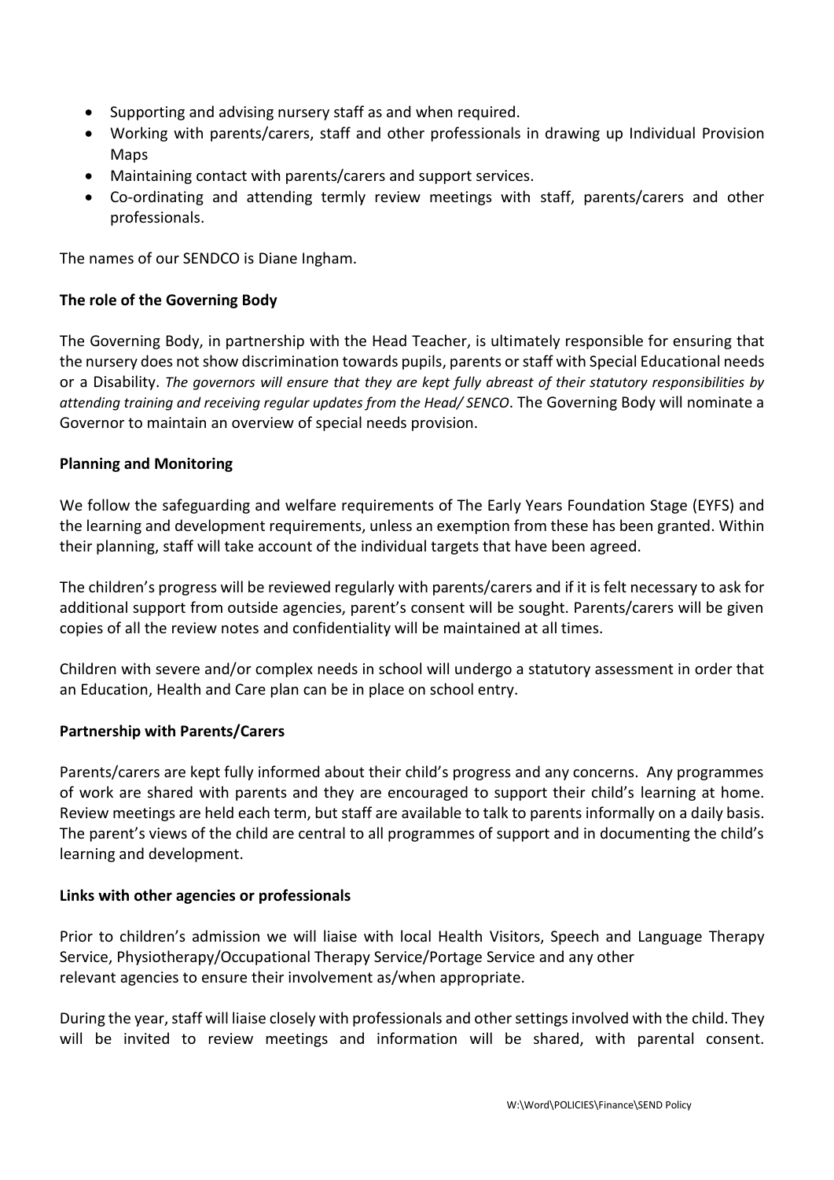- Supporting and advising nursery staff as and when required.
- Working with parents/carers, staff and other professionals in drawing up Individual Provision Maps
- Maintaining contact with parents/carers and support services.
- Co-ordinating and attending termly review meetings with staff, parents/carers and other professionals.

The names of our SENDCO is Diane Ingham.

**The role of the Governing Body**

The Governing Body, in partnership with the Head Teacher, is ultimately responsible for ensuring that the nursery does not show discrimination towards pupils, parents or staff with Special Educational needs or a Disability. *The governors will ensure that they are kept fully abreast of their statutory responsibilities by attending training and receiving regular updates from the Head/ SENCO*. The Governing Body will nominate a Governor to maintain an overview of special needs provision.

**Planning and Monitoring**

We follow the safeguarding and welfare requirements of The Early Years Foundation Stage (EYFS) and the learning and development requirements, unless an exemption from these has been granted. Within their planning, staff will take account of the individual targets that have been agreed.

The children's progress will be reviewed regularly with parents/carers and if it is felt necessary to ask for additional support from outside agencies, parent's consent will be sought. Parents/carers will be given copies of all the review notes and confidentiality will be maintained at all times.

Children with severe and/or complex needs in school will undergo a statutory assessment in order that an Education, Health and Care plan can be in place on school entry.

**Partnership with Parents/Carers**

Parents/carers are kept fully informed about their child's progress and any concerns. Any programmes of work are shared with parents and they are encouraged to support their child's learning at home. Review meetings are held each term, but staff are available to talk to parents informally on a daily basis. The parent's views of the child are central to all programmes of support and in documenting the child's learning and development.

**Links with other agencies or professionals**

Prior to children's admission we will liaise with local Health Visitors, Speech and Language Therapy Service, Physiotherapy/Occupational Therapy Service/Portage Service and any other relevant agencies to ensure their involvement as/when appropriate.

During the year, staff will liaise closely with professionals and other settings involved with the child. They will be invited to review meetings and information will be shared, with parental consent.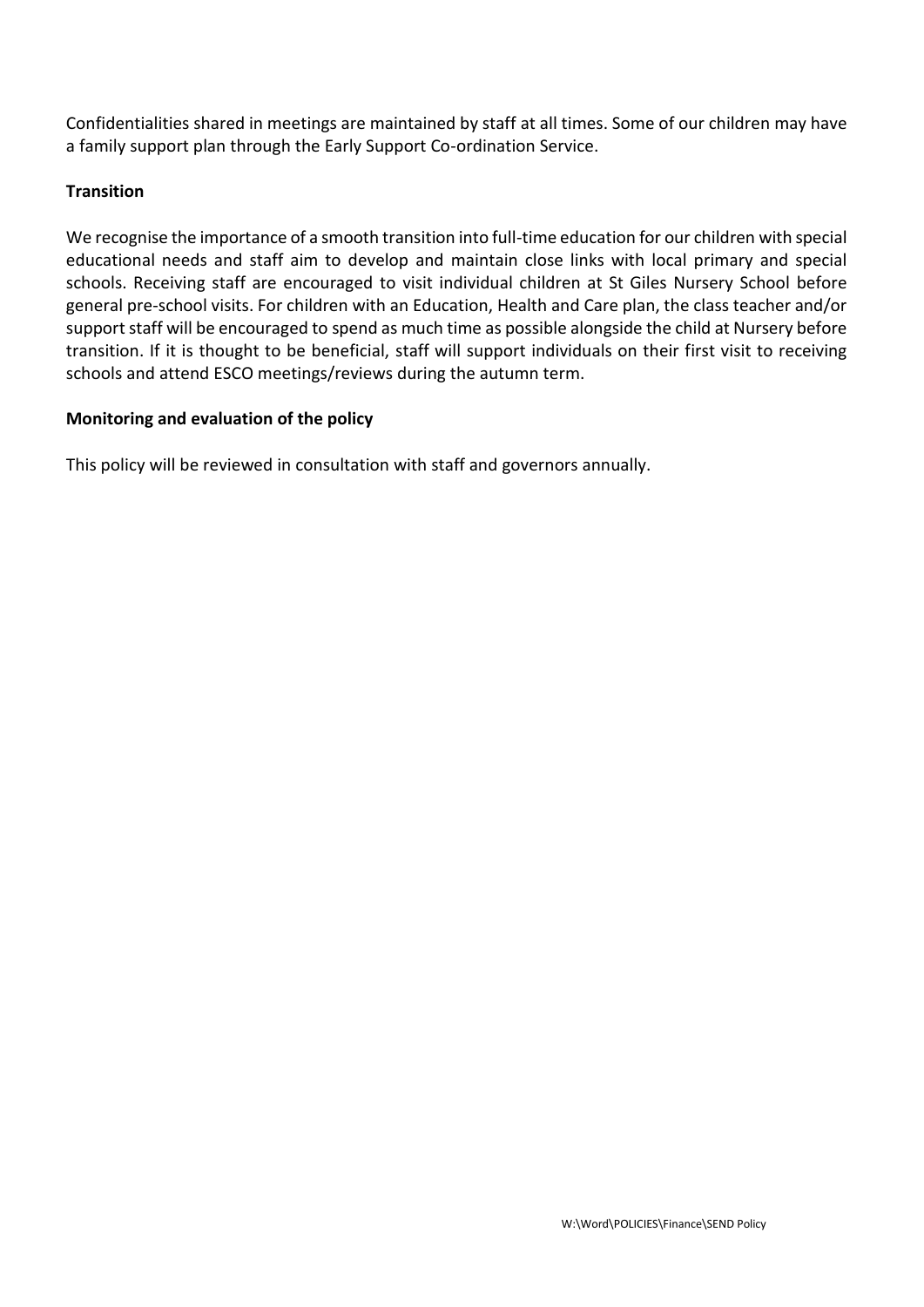Confidentialities shared in meetings are maintained by staff at all times. Some of our children may have a family support plan through the Early Support Co-ordination Service.

**Transition**

We recognise the importance of a smooth transition into full-time education for our children with special educational needs and staff aim to develop and maintain close links with local primary and special schools. Receiving staff are encouraged to visit individual children at St Giles Nursery School before general pre-school visits. For children with an Education, Health and Care plan, the class teacher and/or support staff will be encouraged to spend as much time as possible alongside the child at Nursery before transition. If it is thought to be beneficial, staff will support individuals on their first visit to receiving schools and attend ESCO meetings/reviews during the autumn term.

**Monitoring and evaluation of the policy**

This policy will be reviewed in consultation with staff and governors annually.